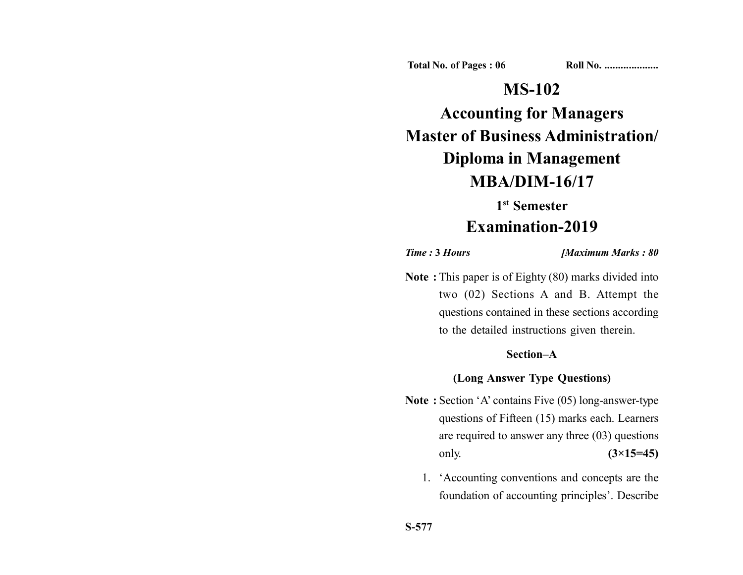**Total No. of Pages : 06** **Roll No. ....................**

# MS-102

# Accounting for Managers

# Master of Business Administration/ Diploma in Management

# MBA/DIM-16/17

## 1st Semester

## Examination-2019

***Time :* 3 Hours** ***[Maximum Marks : 80***

**Note :** This paper is of Eighty (80) marks divided into two (02) Sections A and B. Attempt the questions contained in these sections according to the detailed instructions given therein.

### Section–A

### (Long Answer Type Questions)

**Note :** Section 'A' contains Five (05) long-answer-type questions of Fifteen (15) marks each. Learners are required to answer any three (03) questions only. **(3×15=45)**

1. 'Accounting conventions and concepts are the foundation of accounting principles'. Describe

**S-577**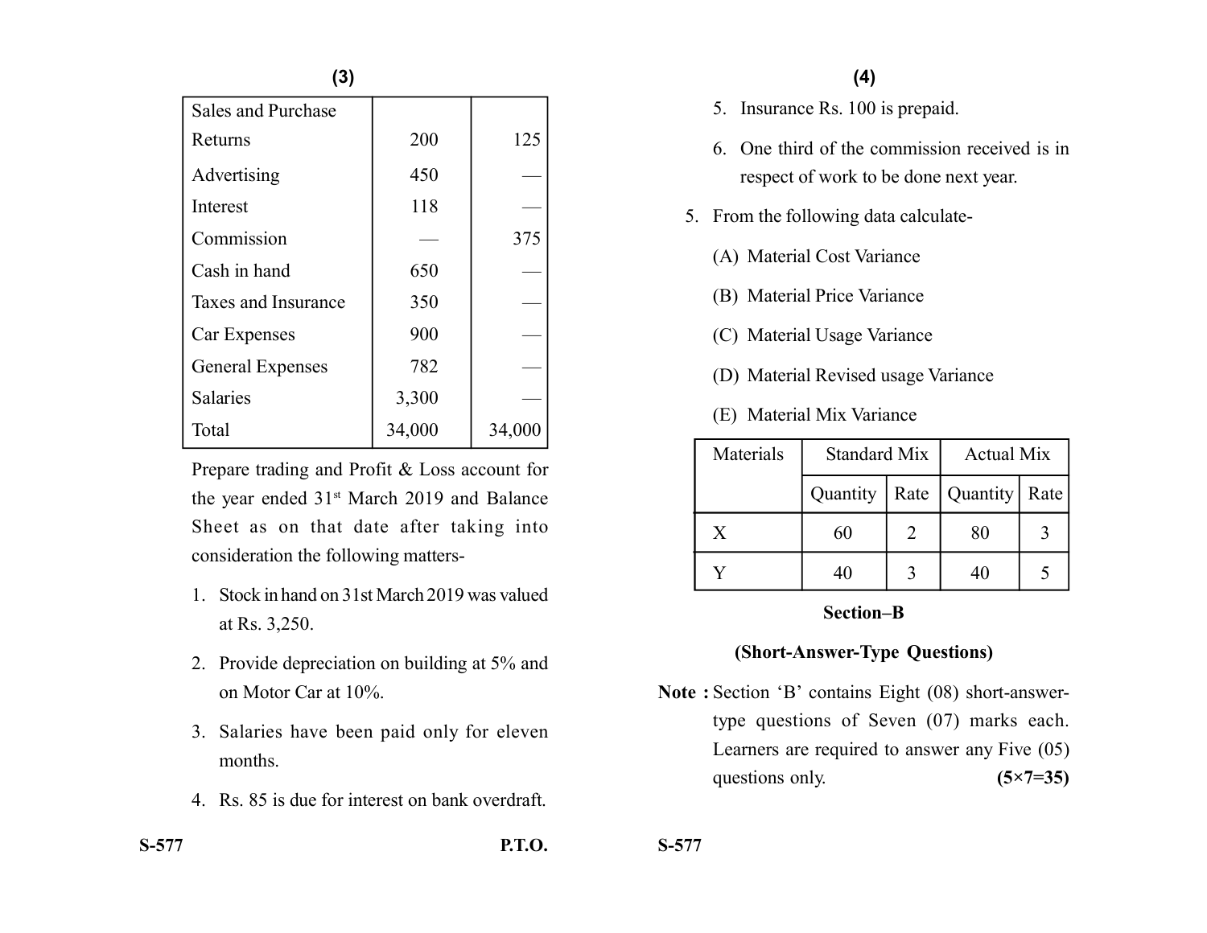| | | |
|---|---|---|
| Sales and Purchase Returns | 200 | 125 |
| Advertising | 450 | — |
| Interest | 118 | — |
| Commission | — | 375 |
| Cash in hand | 650 | — |
| Taxes and Insurance | 350 | — |
| Car Expenses | 900 | — |
| General Expenses | 782 | — |
| Salaries | 3,300 | — |
| Total | 34,000 | 34,000 |

Prepare trading and Profit & Loss account for the year ended 31st March 2019 and Balance Sheet as on that date after taking into consideration the following matters-

1. Stock in hand on 31st March 2019 was valued at Rs. 3,250.
2. Provide depreciation on building at 5% and on Motor Car at 10%.
3. Salaries have been paid only for eleven months.
4. Rs. 85 is due for interest on bank overdraft.
5. Insurance Rs. 100 is prepaid.
6. One third of the commission received is in respect of work to be done next year.

5. From the following data calculate-

   (A) Material Cost Variance

   (B) Material Price Variance

   (C) Material Usage Variance

   (D) Material Revised usage Variance

   (E) Material Mix Variance

| Materials | Standard Mix | | Actual Mix | |
|---|---|---|---|---|
| | Quantity | Rate | Quantity | Rate |
| X | 60 | 2 | 80 | 3 |
| Y | 40 | 3 | 40 | 5 |

## Section–B

### (Short-Answer-Type Questions)

**Note :** Section 'B' contains Eight (08) short-answer-type questions of Seven (07) marks each. Learners are required to answer any Five (05) questions only. **(5×7=35)**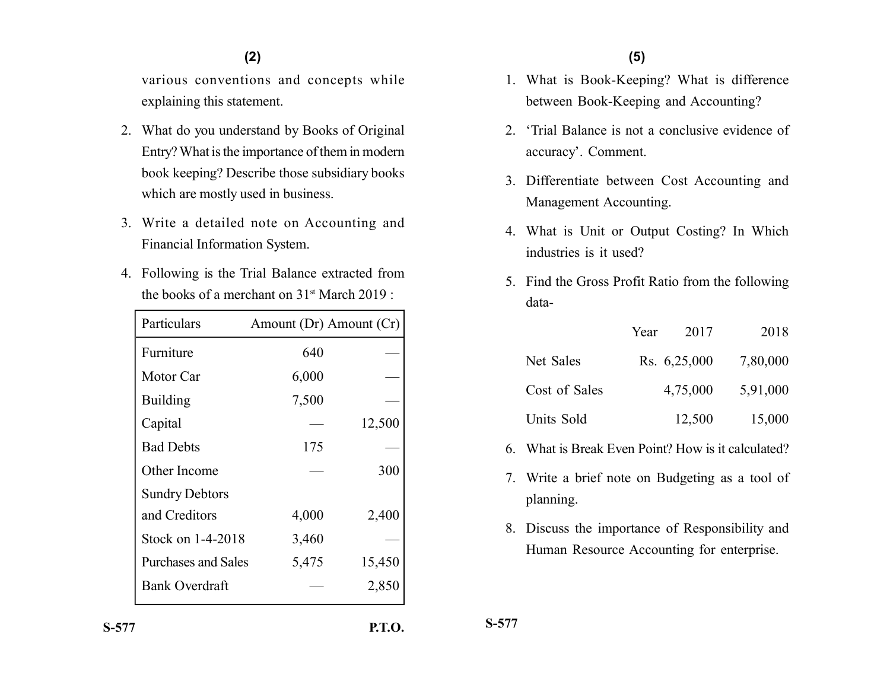various conventions and concepts while explaining this statement.

2. What do you understand by Books of Original Entry? What is the importance of them in modern book keeping? Describe those subsidiary books which are mostly used in business.

3. Write a detailed note on Accounting and Financial Information System.

4. Following is the Trial Balance extracted from the books of a merchant on 31st March 2019 :

| Particulars | Amount (Dr) | Amount (Cr) |
|---|---|---|
| Furniture | 640 | — |
| Motor Car | 6,000 | — |
| Building | 7,500 | — |
| Capital | — | 12,500 |
| Bad Debts | 175 | — |
| Other Income | — | 300 |
| Sundry Debtors and Creditors | 4,000 | 2,400 |
| Stock on 1-4-2018 | 3,460 | — |
| Purchases and Sales | 5,475 | 15,450 |
| Bank Overdraft | — | 2,850 |

1. What is Book-Keeping? What is difference between Book-Keeping and Accounting?

2. 'Trial Balance is not a conclusive evidence of accuracy'. Comment.

3. Differentiate between Cost Accounting and Management Accounting.

4. What is Unit or Output Costing? In Which industries is it used?

5. Find the Gross Profit Ratio from the following data-

| | Year 2017 | 2018 |
|---|---|---|
| Net Sales | Rs. 6,25,000 | 7,80,000 |
| Cost of Sales | 4,75,000 | 5,91,000 |
| Units Sold | 12,500 | 15,000 |

6. What is Break Even Point? How is it calculated?

7. Write a brief note on Budgeting as a tool of planning.

8. Discuss the importance of Responsibility and Human Resource Accounting for enterprise.